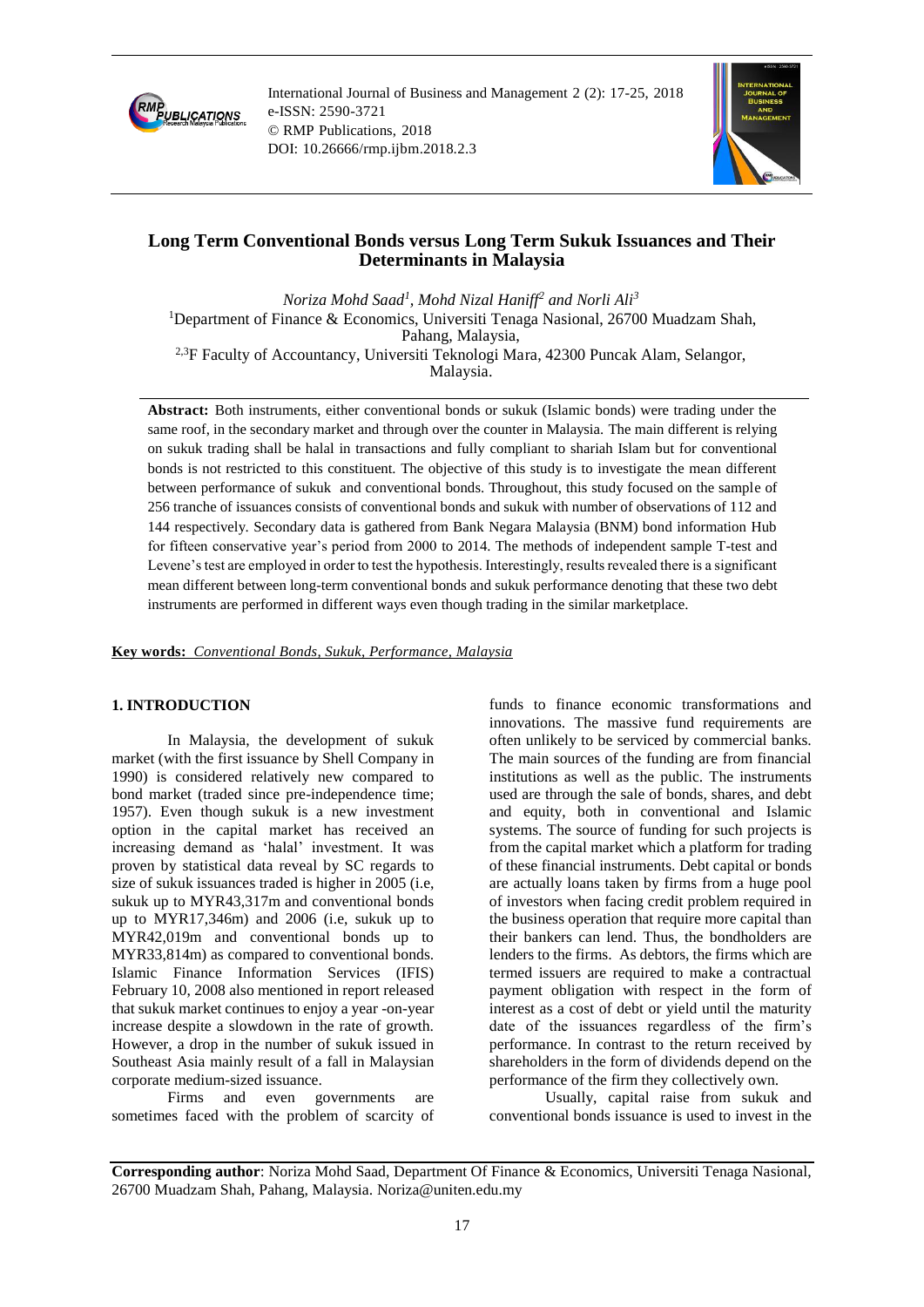# Long Term Conventional Bonds versus Long Term Sukuk Issuances and Their Determinants in Malaysia

*Noriza Mohd Saad[1], Mohd Nizal Haniff[2] and Norli Ali[3]*

[1]Department of Finance & Economics, Universiti Tenaga Nasional, 26700 Muadzam Shah, Pahang, Malaysia,

[2,3]F Faculty of Accountancy, Universiti Teknologi Mara, 42300 Puncak Alam, Selangor, Malaysia.

**Abstract:** Both instruments, either conventional bonds or sukuk (Islamic bonds) were trading under the same roof, in the secondary market and through over the counter in Malaysia. The main different is relying on sukuk trading shall be halal in transactions and fully compliant to shariah Islam but for conventional bonds is not restricted to this constituent. The objective of this study is to investigate the mean different between performance of sukuk and conventional bonds. Throughout, this study focused on the sample of 256 tranche of issuances consists of conventional bonds and sukuk with number of observations of 112 and 144 respectively. Secondary data is gathered from Bank Negara Malaysia (BNM) bond information Hub for fifteen conservative year's period from 2000 to 2014. The methods of independent sample T-test and Levene's test are employed in order to test the hypothesis. Interestingly, results revealed there is a significant mean different between long-term conventional bonds and sukuk performance denoting that these two debt instruments are performed in different ways even though trading in the similar marketplace.

**Key words:** *Conventional Bonds, Sukuk, Performance, Malaysia*

## 1. INTRODUCTION

In Malaysia, the development of sukuk market (with the first issuance by Shell Company in 1990) is considered relatively new compared to bond market (traded since pre-independence time; 1957). Even though sukuk is a new investment option in the capital market has received an increasing demand as 'halal' investment. It was proven by statistical data reveal by SC regards to size of sukuk issuances traded is higher in 2005 (i.e, sukuk up to MYR43,317m and conventional bonds up to MYR17,346m) and 2006 (i.e, sukuk up to MYR42,019m and conventional bonds up to MYR33,814m) as compared to conventional bonds. Islamic Finance Information Services (IFIS) February 10, 2008 also mentioned in report released that sukuk market continues to enjoy a year -on-year increase despite a slowdown in the rate of growth. However, a drop in the number of sukuk issued in Southeast Asia mainly result of a fall in Malaysian corporate medium-sized issuance.

Firms and even governments are sometimes faced with the problem of scarcity of funds to finance economic transformations and innovations. The massive fund requirements are often unlikely to be serviced by commercial banks. The main sources of the funding are from financial institutions as well as the public. The instruments used are through the sale of bonds, shares, and debt and equity, both in conventional and Islamic systems. The source of funding for such projects is from the capital market which a platform for trading of these financial instruments. Debt capital or bonds are actually loans taken by firms from a huge pool of investors when facing credit problem required in the business operation that require more capital than their bankers can lend. Thus, the bondholders are lenders to the firms. As debtors, the firms which are termed issuers are required to make a contractual payment obligation with respect in the form of interest as a cost of debt or yield until the maturity date of the issuances regardless of the firm's performance. In contrast to the return received by shareholders in the form of dividends depend on the performance of the firm they collectively own.

Usually, capital raise from sukuk and conventional bonds issuance is used to invest in the

**Corresponding author**: Noriza Mohd Saad, Department Of Finance & Economics, Universiti Tenaga Nasional, 26700 Muadzam Shah, Pahang, Malaysia. Noriza@uniten.edu.my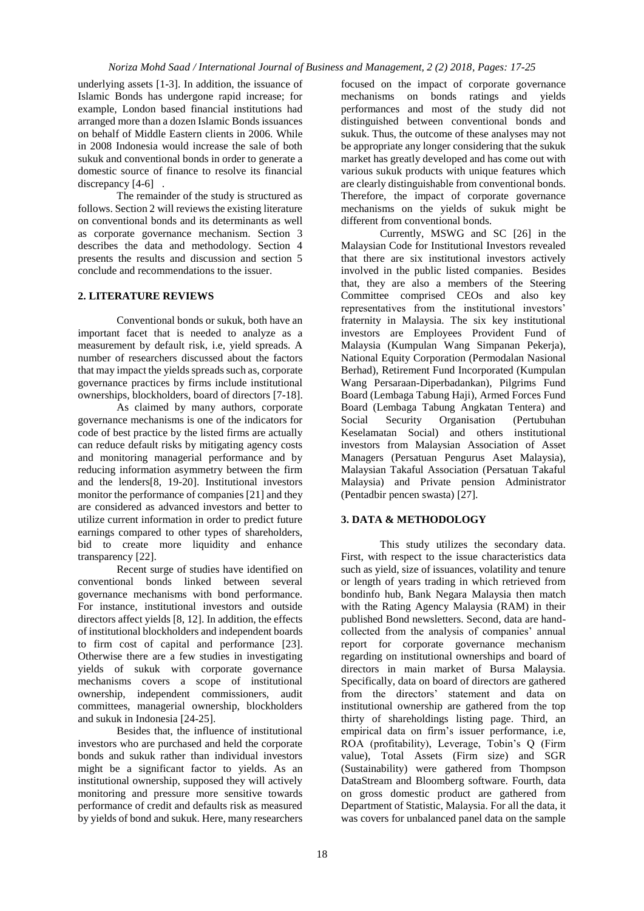underlying assets [1-3]. In addition, the issuance of Islamic Bonds has undergone rapid increase; for example, London based financial institutions had arranged more than a dozen Islamic Bonds issuances on behalf of Middle Eastern clients in 2006. While in 2008 Indonesia would increase the sale of both sukuk and conventional bonds in order to generate a domestic source of finance to resolve its financial discrepancy [4-6] .

The remainder of the study is structured as follows. Section 2 will reviews the existing literature on conventional bonds and its determinants as well as corporate governance mechanism. Section 3 describes the data and methodology. Section 4 presents the results and discussion and section 5 conclude and recommendations to the issuer.

## 2. LITERATURE REVIEWS

Conventional bonds or sukuk, both have an important facet that is needed to analyze as a measurement by default risk, i.e, yield spreads. A number of researchers discussed about the factors that may impact the yields spreads such as, corporate governance practices by firms include institutional ownerships, blockholders, board of directors [7-18].

As claimed by many authors, corporate governance mechanisms is one of the indicators for code of best practice by the listed firms are actually can reduce default risks by mitigating agency costs and monitoring managerial performance and by reducing information asymmetry between the firm and the lenders[8, 19-20]. Institutional investors monitor the performance of companies [21] and they are considered as advanced investors and better to utilize current information in order to predict future earnings compared to other types of shareholders, bid to create more liquidity and enhance transparency [22].

Recent surge of studies have identified on conventional bonds linked between several governance mechanisms with bond performance. For instance, institutional investors and outside directors affect yields [8, 12]. In addition, the effects of institutional blockholders and independent boards to firm cost of capital and performance [23]. Otherwise there are a few studies in investigating yields of sukuk with corporate governance mechanisms covers a scope of institutional ownership, independent commissioners, audit committees, managerial ownership, blockholders and sukuk in Indonesia [24-25].

Besides that, the influence of institutional investors who are purchased and held the corporate bonds and sukuk rather than individual investors might be a significant factor to yields. As an institutional ownership, supposed they will actively monitoring and pressure more sensitive towards performance of credit and defaults risk as measured by yields of bond and sukuk. Here, many researchers focused on the impact of corporate governance mechanisms on bonds ratings and yields performances and most of the study did not distinguished between conventional bonds and sukuk. Thus, the outcome of these analyses may not be appropriate any longer considering that the sukuk market has greatly developed and has come out with various sukuk products with unique features which are clearly distinguishable from conventional bonds. Therefore, the impact of corporate governance mechanisms on the yields of sukuk might be different from conventional bonds.

Currently, MSWG and SC [26] in the Malaysian Code for Institutional Investors revealed that there are six institutional investors actively involved in the public listed companies. Besides that, they are also a members of the Steering Committee comprised CEOs and also key representatives from the institutional investors' fraternity in Malaysia. The six key institutional investors are Employees Provident Fund of Malaysia (Kumpulan Wang Simpanan Pekerja), National Equity Corporation (Permodalan Nasional Berhad), Retirement Fund Incorporated (Kumpulan Wang Persaraan-Diperbadankan), Pilgrims Fund Board (Lembaga Tabung Haji), Armed Forces Fund Board (Lembaga Tabung Angkatan Tentera) and Social Security Organisation (Pertubuhan Keselamatan Social) and others institutional investors from Malaysian Association of Asset Managers (Persatuan Pengurus Aset Malaysia), Malaysian Takaful Association (Persatuan Takaful Malaysia) and Private pension Administrator (Pentadbir pencen swasta) [27].

## 3. DATA & METHODOLOGY

This study utilizes the secondary data. First, with respect to the issue characteristics data such as yield, size of issuances, volatility and tenure or length of years trading in which retrieved from bondinfo hub, Bank Negara Malaysia then match with the Rating Agency Malaysia (RAM) in their published Bond newsletters. Second, data are hand-collected from the analysis of companies' annual report for corporate governance mechanism regarding on institutional ownerships and board of directors in main market of Bursa Malaysia. Specifically, data on board of directors are gathered from the directors' statement and data on institutional ownership are gathered from the top thirty of shareholdings listing page. Third, an empirical data on firm's issuer performance, i.e, ROA (profitability), Leverage, Tobin's Q (Firm value), Total Assets (Firm size) and SGR (Sustainability) were gathered from Thompson DataStream and Bloomberg software. Fourth, data on gross domestic product are gathered from Department of Statistic, Malaysia. For all the data, it was covers for unbalanced panel data on the sample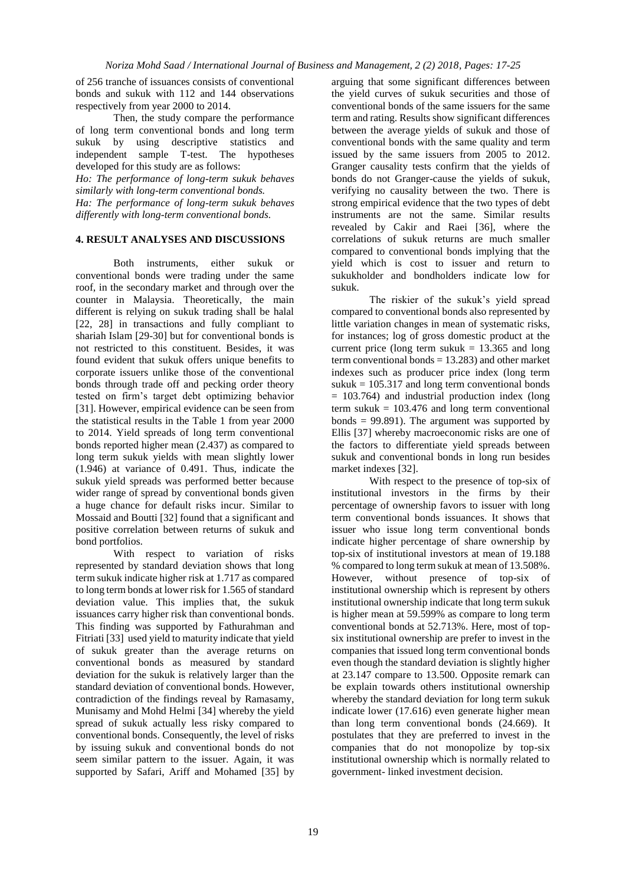of 256 tranche of issuances consists of conventional bonds and sukuk with 112 and 144 observations respectively from year 2000 to 2014.

Then, the study compare the performance of long term conventional bonds and long term sukuk by using descriptive statistics and independent sample T-test. The hypotheses developed for this study are as follows:

*Ho: The performance of long-term sukuk behaves similarly with long-term conventional bonds.*

*Ha: The performance of long-term sukuk behaves differently with long-term conventional bonds.*

## 4. RESULT ANALYSES AND DISCUSSIONS

Both instruments, either sukuk or conventional bonds were trading under the same roof, in the secondary market and through over the counter in Malaysia. Theoretically, the main different is relying on sukuk trading shall be halal [22, 28] in transactions and fully compliant to shariah Islam [29-30] but for conventional bonds is not restricted to this constituent. Besides, it was found evident that sukuk offers unique benefits to corporate issuers unlike those of the conventional bonds through trade off and pecking order theory tested on firm's target debt optimizing behavior [31]. However, empirical evidence can be seen from the statistical results in the Table 1 from year 2000 to 2014. Yield spreads of long term conventional bonds reported higher mean (2.437) as compared to long term sukuk yields with mean slightly lower (1.946) at variance of 0.491. Thus, indicate the sukuk yield spreads was performed better because wider range of spread by conventional bonds given a huge chance for default risks incur. Similar to Mossaid and Boutti [32] found that a significant and positive correlation between returns of sukuk and bond portfolios.

With respect to variation of risks represented by standard deviation shows that long term sukuk indicate higher risk at 1.717 as compared to long term bonds at lower risk for 1.565 of standard deviation value. This implies that, the sukuk issuances carry higher risk than conventional bonds. This finding was supported by Fathurahman and Fitriati [33] used yield to maturity indicate that yield of sukuk greater than the average returns on conventional bonds as measured by standard deviation for the sukuk is relatively larger than the standard deviation of conventional bonds. However, contradiction of the findings reveal by Ramasamy, Munisamy and Mohd Helmi [34] whereby the yield spread of sukuk actually less risky compared to conventional bonds. Consequently, the level of risks by issuing sukuk and conventional bonds do not seem similar pattern to the issuer. Again, it was supported by Safari, Ariff and Mohamed [35] by arguing that some significant differences between the yield curves of sukuk securities and those of conventional bonds of the same issuers for the same term and rating. Results show significant differences between the average yields of sukuk and those of conventional bonds with the same quality and term issued by the same issuers from 2005 to 2012. Granger causality tests confirm that the yields of bonds do not Granger-cause the yields of sukuk, verifying no causality between the two. There is strong empirical evidence that the two types of debt instruments are not the same. Similar results revealed by Cakir and Raei [36], where the correlations of sukuk returns are much smaller compared to conventional bonds implying that the yield which is cost to issuer and return to sukukholder and bondholders indicate low for sukuk.

The riskier of the sukuk's yield spread compared to conventional bonds also represented by little variation changes in mean of systematic risks, for instances; log of gross domestic product at the current price (long term sukuk = 13.365 and long term conventional bonds = 13.283) and other market indexes such as producer price index (long term sukuk = 105.317 and long term conventional bonds = 103.764) and industrial production index (long term sukuk = 103.476 and long term conventional bonds = 99.891). The argument was supported by Ellis [37] whereby macroeconomic risks are one of the factors to differentiate yield spreads between sukuk and conventional bonds in long run besides market indexes [32].

With respect to the presence of top-six of institutional investors in the firms by their percentage of ownership favors to issuer with long term conventional bonds issuances. It shows that issuer who issue long term conventional bonds indicate higher percentage of share ownership by top-six of institutional investors at mean of 19.188 % compared to long term sukuk at mean of 13.508%. However, without presence of top-six of institutional ownership which is represent by others institutional ownership indicate that long term sukuk is higher mean at 59.599% as compare to long term conventional bonds at 52.713%. Here, most of top-six institutional ownership are prefer to invest in the companies that issued long term conventional bonds even though the standard deviation is slightly higher at 23.147 compare to 13.500. Opposite remark can be explain towards others institutional ownership whereby the standard deviation for long term sukuk indicate lower (17.616) even generate higher mean than long term conventional bonds (24.669). It postulates that they are preferred to invest in the companies that do not monopolize by top-six institutional ownership which is normally related to government- linked investment decision.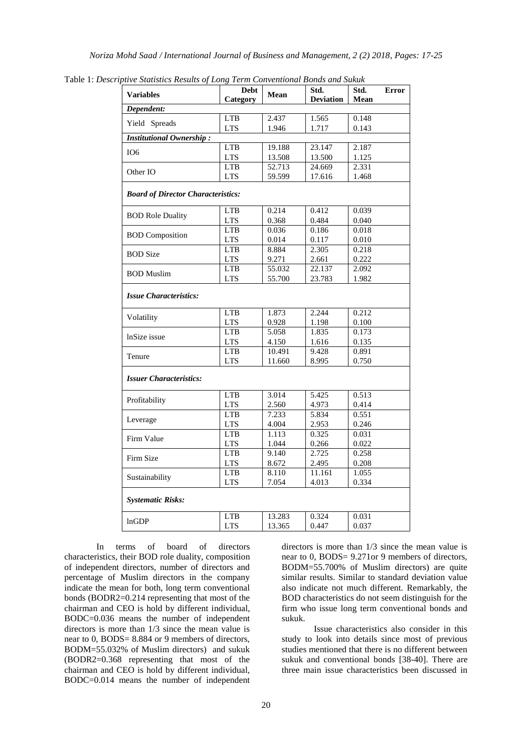Table 1: *Descriptive Statistics Results of Long Term Conventional Bonds and Sukuk*

| Variables | Debt Category | Mean | Std. Deviation | Std. Error Mean |
|---|---|---|---|---|
| ***Dependent:*** | | | | |
| Yield Spreads | LTB | 2.437 | 1.565 | 0.148 |
| | LTS | 1.946 | 1.717 | 0.143 |
| ***Institutional Ownership :*** | | | | |
| IO6 | LTB | 19.188 | 23.147 | 2.187 |
| | LTS | 13.508 | 13.500 | 1.125 |
| Other IO | LTB | 52.713 | 24.669 | 2.331 |
| | LTS | 59.599 | 17.616 | 1.468 |
| ***Board of Director Characteristics:*** | | | | |
| BOD Role Duality | LTB | 0.214 | 0.412 | 0.039 |
| | LTS | 0.368 | 0.484 | 0.040 |
| BOD Composition | LTB | 0.036 | 0.186 | 0.018 |
| | LTS | 0.014 | 0.117 | 0.010 |
| BOD Size | LTB | 8.884 | 2.305 | 0.218 |
| | LTS | 9.271 | 2.661 | 0.222 |
| BOD Muslim | LTB | 55.032 | 22.137 | 2.092 |
| | LTS | 55.700 | 23.783 | 1.982 |
| ***Issue Characteristics:*** | | | | |
| Volatility | LTB | 1.873 | 2.244 | 0.212 |
| | LTS | 0.928 | 1.198 | 0.100 |
| lnSize issue | LTB | 5.058 | 1.835 | 0.173 |
| | LTS | 4.150 | 1.616 | 0.135 |
| Tenure | LTB | 10.491 | 9.428 | 0.891 |
| | LTS | 11.660 | 8.995 | 0.750 |
| ***Issuer Characteristics:*** | | | | |
| Profitability | LTB | 3.014 | 5.425 | 0.513 |
| | LTS | 2.560 | 4.973 | 0.414 |
| Leverage | LTB | 7.233 | 5.834 | 0.551 |
| | LTS | 4.004 | 2.953 | 0.246 |
| Firm Value | LTB | 1.113 | 0.325 | 0.031 |
| | LTS | 1.044 | 0.266 | 0.022 |
| Firm Size | LTB | 9.140 | 2.725 | 0.258 |
| | LTS | 8.672 | 2.495 | 0.208 |
| Sustainability | LTB | 8.110 | 11.161 | 1.055 |
| | LTS | 7.054 | 4.013 | 0.334 |
| ***Systematic Risks:*** | | | | |
| lnGDP | LTB | 13.283 | 0.324 | 0.031 |
| | LTS | 13.365 | 0.447 | 0.037 |

In terms of board of directors characteristics, their BOD role duality, composition of independent directors, number of directors and percentage of Muslim directors in the company indicate the mean for both, long term conventional bonds (BODR2=0.214 representing that most of the chairman and CEO is hold by different individual, BODC=0.036 means the number of independent directors is more than 1/3 since the mean value is near to 0, BODS= 8.884 or 9 members of directors, BODM=55.032% of Muslim directors) and sukuk (BODR2=0.368 representing that most of the chairman and CEO is hold by different individual, BODC=0.014 means the number of independent directors is more than 1/3 since the mean value is near to 0, BODS= 9.271or 9 members of directors, BODM=55.700% of Muslim directors) are quite similar results. Similar to standard deviation value also indicate not much different. Remarkably, the BOD characteristics do not seem distinguish for the firm who issue long term conventional bonds and sukuk.

Issue characteristics also consider in this study to look into details since most of previous studies mentioned that there is no different between sukuk and conventional bonds [38-40]. There are three main issue characteristics been discussed in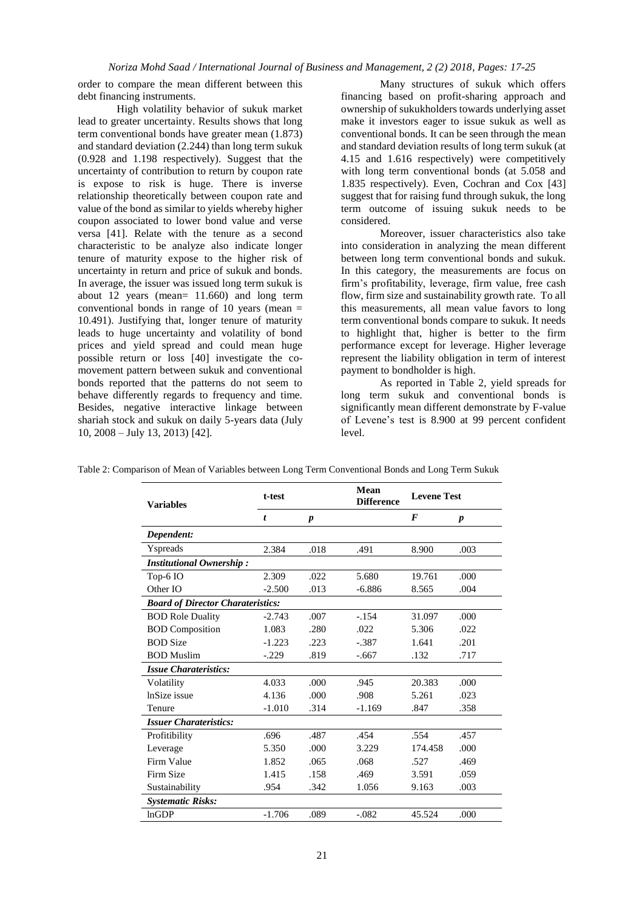order to compare the mean different between this debt financing instruments.

High volatility behavior of sukuk market lead to greater uncertainty. Results shows that long term conventional bonds have greater mean (1.873) and standard deviation (2.244) than long term sukuk (0.928 and 1.198 respectively). Suggest that the uncertainty of contribution to return by coupon rate is expose to risk is huge. There is inverse relationship theoretically between coupon rate and value of the bond as similar to yields whereby higher coupon associated to lower bond value and verse versa [41]. Relate with the tenure as a second characteristic to be analyze also indicate longer tenure of maturity expose to the higher risk of uncertainty in return and price of sukuk and bonds. In average, the issuer was issued long term sukuk is about 12 years (mean= 11.660) and long term conventional bonds in range of 10 years (mean = 10.491). Justifying that, longer tenure of maturity leads to huge uncertainty and volatility of bond prices and yield spread and could mean huge possible return or loss [40] investigate the co-movement pattern between sukuk and conventional bonds reported that the patterns do not seem to behave differently regards to frequency and time. Besides, negative interactive linkage between shariah stock and sukuk on daily 5-years data (July 10, 2008 – July 13, 2013) [42].

Many structures of sukuk which offers financing based on profit-sharing approach and ownership of sukukholders towards underlying asset make it investors eager to issue sukuk as well as conventional bonds. It can be seen through the mean and standard deviation results of long term sukuk (at 4.15 and 1.616 respectively) were competitively with long term conventional bonds (at 5.058 and 1.835 respectively). Even, Cochran and Cox [43] suggest that for raising fund through sukuk, the long term outcome of issuing sukuk needs to be considered.

Moreover, issuer characteristics also take into consideration in analyzing the mean different between long term conventional bonds and sukuk. In this category, the measurements are focus on firm's profitability, leverage, firm value, free cash flow, firm size and sustainability growth rate. To all this measurements, all mean value favors to long term conventional bonds compare to sukuk. It needs to highlight that, higher is better to the firm performance except for leverage. Higher leverage represent the liability obligation in term of interest payment to bondholder is high.

As reported in Table 2, yield spreads for long term sukuk and conventional bonds is significantly mean different demonstrate by F-value of Levene's test is 8.900 at 99 percent confident level.

Table 2: Comparison of Mean of Variables between Long Term Conventional Bonds and Long Term Sukuk

| Variables | t-test | | Mean Difference | Levene Test | |
|---|---|---|---|---|---|
| | *t* | *p* | | *F* | *p* |
| ***Dependent:*** | | | | | |
| Yspreads | 2.384 | .018 | .491 | 8.900 | .003 |
| ***Institutional Ownership :*** | | | | | |
| Top-6 IO | 2.309 | .022 | 5.680 | 19.761 | .000 |
| Other IO | -2.500 | .013 | -6.886 | 8.565 | .004 |
| ***Board of Director Charateristics:*** | | | | | |
| BOD Role Duality | -2.743 | .007 | -.154 | 31.097 | .000 |
| BOD Composition | 1.083 | .280 | .022 | 5.306 | .022 |
| BOD Size | -1.223 | .223 | -.387 | 1.641 | .201 |
| BOD Muslim | -.229 | .819 | -.667 | .132 | .717 |
| ***Issue Charateristics:*** | | | | | |
| Volatility | 4.033 | .000 | .945 | 20.383 | .000 |
| lnSize issue | 4.136 | .000 | .908 | 5.261 | .023 |
| Tenure | -1.010 | .314 | -1.169 | .847 | .358 |
| ***Issuer Charateristics:*** | | | | | |
| Profitibility | .696 | .487 | .454 | .554 | .457 |
| Leverage | 5.350 | .000 | 3.229 | 174.458 | .000 |
| Firm Value | 1.852 | .065 | .068 | .527 | .469 |
| Firm Size | 1.415 | .158 | .469 | 3.591 | .059 |
| Sustainability | .954 | .342 | 1.056 | 9.163 | .003 |
| ***Systematic Risks:*** | | | | | |
| lnGDP | -1.706 | .089 | -.082 | 45.524 | .000 |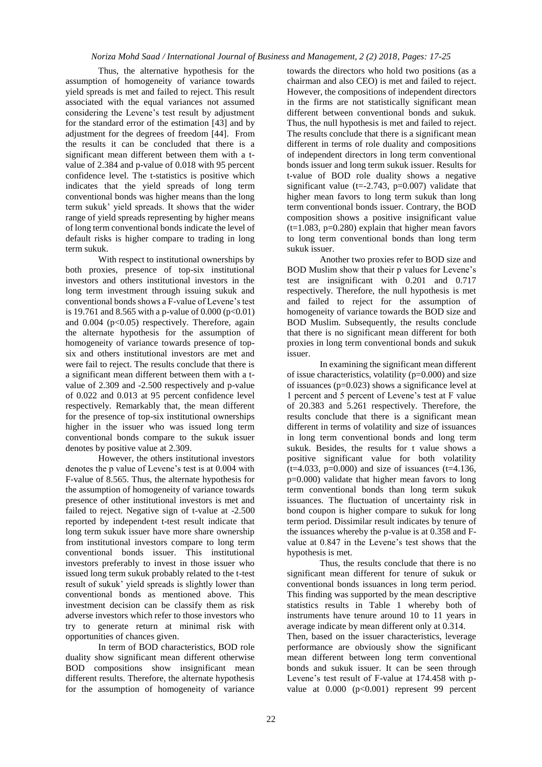Thus, the alternative hypothesis for the assumption of homogeneity of variance towards yield spreads is met and failed to reject. This result associated with the equal variances not assumed considering the Levene's test result by adjustment for the standard error of the estimation [43] and by adjustment for the degrees of freedom [44]. From the results it can be concluded that there is a significant mean different between them with a t-value of 2.384 and p-value of 0.018 with 95 percent confidence level. The t-statistics is positive which indicates that the yield spreads of long term conventional bonds was higher means than the long term sukuk' yield spreads. It shows that the wider range of yield spreads representing by higher means of long term conventional bonds indicate the level of default risks is higher compare to trading in long term sukuk.

With respect to institutional ownerships by both proxies, presence of top-six institutional investors and others institutional investors in the long term investment through issuing sukuk and conventional bonds shows a F-value of Levene's test is 19.761 and 8.565 with a p-value of 0.000 ($p<0.01$) and 0.004 ($p<0.05$) respectively. Therefore, again the alternate hypothesis for the assumption of homogeneity of variance towards presence of top-six and others institutional investors are met and were fail to reject. The results conclude that there is a significant mean different between them with a t-value of 2.309 and -2.500 respectively and p-value of 0.022 and 0.013 at 95 percent confidence level respectively. Remarkably that, the mean different for the presence of top-six institutional ownerships higher in the issuer who was issued long term conventional bonds compare to the sukuk issuer denotes by positive value at 2.309.

However, the others institutional investors denotes the p value of Levene's test is at 0.004 with F-value of 8.565. Thus, the alternate hypothesis for the assumption of homogeneity of variance towards presence of other institutional investors is met and failed to reject. Negative sign of t-value at -2.500 reported by independent t-test result indicate that long term sukuk issuer have more share ownership from institutional investors compare to long term conventional bonds issuer. This institutional investors preferably to invest in those issuer who issued long term sukuk probably related to the t-test result of sukuk' yield spreads is slightly lower than conventional bonds as mentioned above. This investment decision can be classify them as risk adverse investors which refer to those investors who try to generate return at minimal risk with opportunities of chances given.

In term of BOD characteristics, BOD role duality show significant mean different otherwise BOD compositions show insignificant mean different results. Therefore, the alternate hypothesis for the assumption of homogeneity of variance towards the directors who hold two positions (as a chairman and also CEO) is met and failed to reject. However, the compositions of independent directors in the firms are not statistically significant mean different between conventional bonds and sukuk. Thus, the null hypothesis is met and failed to reject. The results conclude that there is a significant mean different in terms of role duality and compositions of independent directors in long term conventional bonds issuer and long term sukuk issuer. Results for t-value of BOD role duality shows a negative significant value ($t=-2.743$, $p=0.007$) validate that higher mean favors to long term sukuk than long term conventional bonds issuer. Contrary, the BOD composition shows a positive insignificant value ($t=1.083$, $p=0.280$) explain that higher mean favors to long term conventional bonds than long term sukuk issuer.

Another two proxies refer to BOD size and BOD Muslim show that their p values for Levene's test are insignificant with 0.201 and 0.717 respectively. Therefore, the null hypothesis is met and failed to reject for the assumption of homogeneity of variance towards the BOD size and BOD Muslim. Subsequently, the results conclude that there is no significant mean different for both proxies in long term conventional bonds and sukuk issuer.

In examining the significant mean different of issue characteristics, volatility ($p=0.000$) and size of issuances ($p=0.023$) shows a significance level at 1 percent and 5 percent of Levene's test at F value of 20.383 and 5.261 respectively. Therefore, the results conclude that there is a significant mean different in terms of volatility and size of issuances in long term conventional bonds and long term sukuk. Besides, the results for t value shows a positive significant value for both volatility ($t=4.033$, $p=0.000$) and size of issuances ($t=4.136$, $p=0.000$) validate that higher mean favors to long term conventional bonds than long term sukuk issuances. The fluctuation of uncertainty risk in bond coupon is higher compare to sukuk for long term period. Dissimilar result indicates by tenure of the issuances whereby the p-value is at 0.358 and F-value at 0.847 in the Levene's test shows that the hypothesis is met.

Thus, the results conclude that there is no significant mean different for tenure of sukuk or conventional bonds issuances in long term period. This finding was supported by the mean descriptive statistics results in Table 1 whereby both of instruments have tenure around 10 to 11 years in average indicate by mean different only at 0.314.

Then, based on the issuer characteristics, leverage performance are obviously show the significant mean different between long term conventional bonds and sukuk issuer. It can be seen through Levene's test result of F-value at 174.458 with p-value at 0.000 ($p<0.001$) represent 99 percent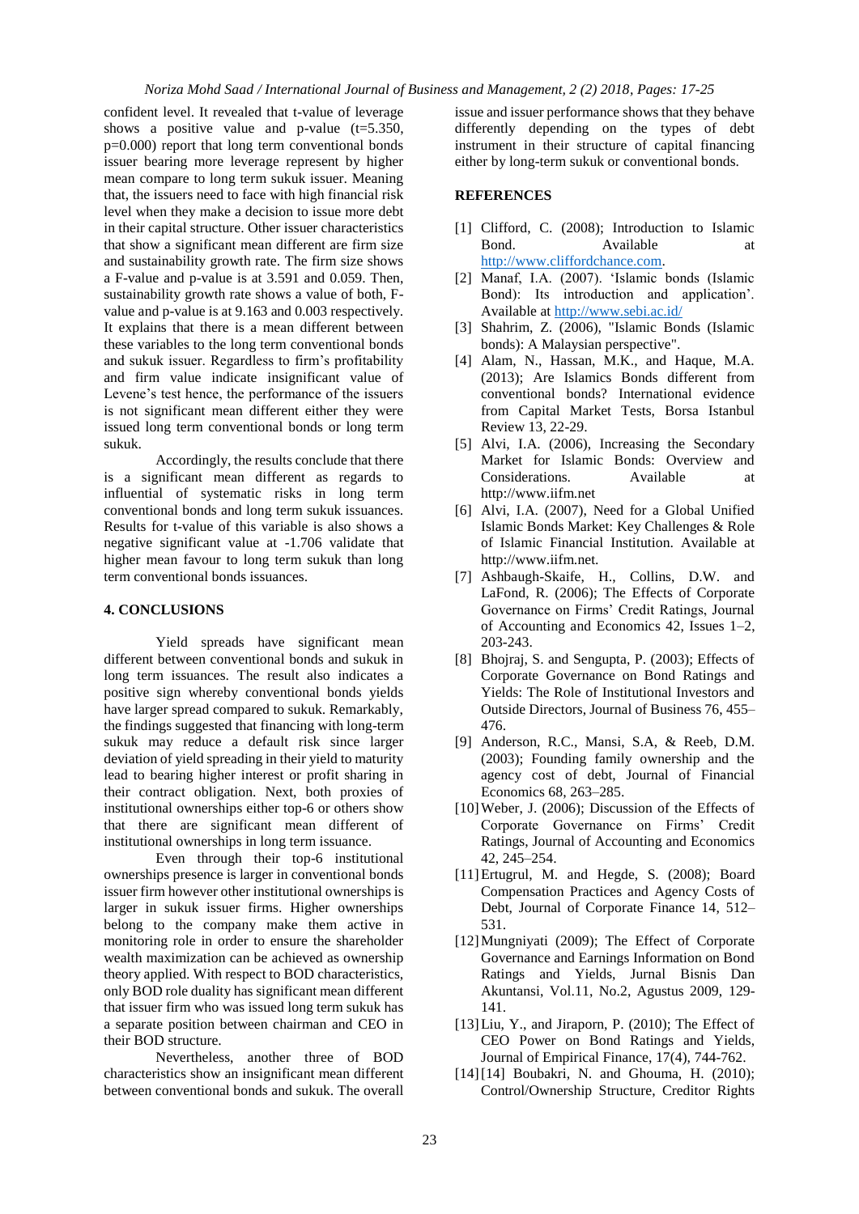confident level. It revealed that t-value of leverage shows a positive value and p-value (t=5.350, p=0.000) report that long term conventional bonds issuer bearing more leverage represent by higher mean compare to long term sukuk issuer. Meaning that, the issuers need to face with high financial risk level when they make a decision to issue more debt in their capital structure. Other issuer characteristics that show a significant mean different are firm size and sustainability growth rate. The firm size shows a F-value and p-value is at 3.591 and 0.059. Then, sustainability growth rate shows a value of both, F-value and p-value is at 9.163 and 0.003 respectively. It explains that there is a mean different between these variables to the long term conventional bonds and sukuk issuer. Regardless to firm's profitability and firm value indicate insignificant value of Levene's test hence, the performance of the issuers is not significant mean different either they were issued long term conventional bonds or long term sukuk.

Accordingly, the results conclude that there is a significant mean different as regards to influential of systematic risks in long term conventional bonds and long term sukuk issuances. Results for t-value of this variable is also shows a negative significant value at -1.706 validate that higher mean favour to long term sukuk than long term conventional bonds issuances.

## 4. CONCLUSIONS

Yield spreads have significant mean different between conventional bonds and sukuk in long term issuances. The result also indicates a positive sign whereby conventional bonds yields have larger spread compared to sukuk. Remarkably, the findings suggested that financing with long-term sukuk may reduce a default risk since larger deviation of yield spreading in their yield to maturity lead to bearing higher interest or profit sharing in their contract obligation. Next, both proxies of institutional ownerships either top-6 or others show that there are significant mean different of institutional ownerships in long term issuance.

Even through their top-6 institutional ownerships presence is larger in conventional bonds issuer firm however other institutional ownerships is larger in sukuk issuer firms. Higher ownerships belong to the company make them active in monitoring role in order to ensure the shareholder wealth maximization can be achieved as ownership theory applied. With respect to BOD characteristics, only BOD role duality has significant mean different that issuer firm who was issued long term sukuk has a separate position between chairman and CEO in their BOD structure.

Nevertheless, another three of BOD characteristics show an insignificant mean different between conventional bonds and sukuk. The overall issue and issuer performance shows that they behave differently depending on the types of debt instrument in their structure of capital financing either by long-term sukuk or conventional bonds.

## REFERENCES

[1] Clifford, C. (2008); Introduction to Islamic Bond. Available at http://www.cliffordchance.com.

[2] Manaf, I.A. (2007). 'Islamic bonds (Islamic Bond): Its introduction and application'. Available at http://www.sebi.ac.id/

[3] Shahrim, Z. (2006), "Islamic Bonds (Islamic bonds): A Malaysian perspective".

[4] Alam, N., Hassan, M.K., and Haque, M.A. (2013); Are Islamics Bonds different from conventional bonds? International evidence from Capital Market Tests, Borsa Istanbul Review 13, 22-29.

[5] Alvi, I.A. (2006), Increasing the Secondary Market for Islamic Bonds: Overview and Considerations. Available at http://www.iifm.net

[6] Alvi, I.A. (2007), Need for a Global Unified Islamic Bonds Market: Key Challenges & Role of Islamic Financial Institution. Available at http://www.iifm.net.

[7] Ashbaugh-Skaife, H., Collins, D.W. and LaFond, R. (2006); The Effects of Corporate Governance on Firms' Credit Ratings, Journal of Accounting and Economics 42, Issues 1–2, 203-243.

[8] Bhojraj, S. and Sengupta, P. (2003); Effects of Corporate Governance on Bond Ratings and Yields: The Role of Institutional Investors and Outside Directors, Journal of Business 76, 455–476.

[9] Anderson, R.C., Mansi, S.A, & Reeb, D.M. (2003); Founding family ownership and the agency cost of debt, Journal of Financial Economics 68, 263–285.

[10] Weber, J. (2006); Discussion of the Effects of Corporate Governance on Firms' Credit Ratings, Journal of Accounting and Economics 42, 245–254.

[11] Ertugrul, M. and Hegde, S. (2008); Board Compensation Practices and Agency Costs of Debt, Journal of Corporate Finance 14, 512–531.

[12] Mungniyati (2009); The Effect of Corporate Governance and Earnings Information on Bond Ratings and Yields, Jurnal Bisnis Dan Akuntansi, Vol.11, No.2, Agustus 2009, 129-141.

[13] Liu, Y., and Jiraporn, P. (2010); The Effect of CEO Power on Bond Ratings and Yields, Journal of Empirical Finance, 17(4), 744-762.

[14] [14] Boubakri, N. and Ghouma, H. (2010); Control/Ownership Structure, Creditor Rights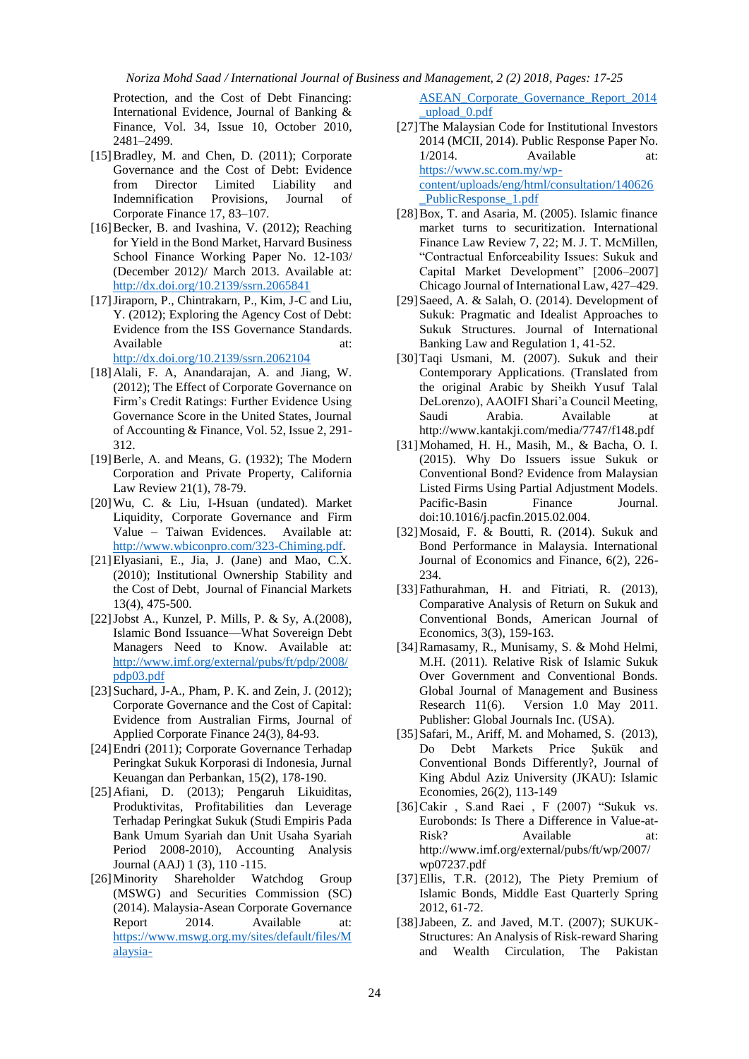Protection, and the Cost of Debt Financing: International Evidence, Journal of Banking & Finance, Vol. 34, Issue 10, October 2010, 2481–2499.

[15] Bradley, M. and Chen, D. (2011); Corporate Governance and the Cost of Debt: Evidence from Director Limited Liability and Indemnification Provisions, Journal of Corporate Finance 17, 83–107.

[16] Becker, B. and Ivashina, V. (2012); Reaching for Yield in the Bond Market, Harvard Business School Finance Working Paper No. 12-103/ (December 2012)/ March 2013. Available at: http://dx.doi.org/10.2139/ssrn.2065841

[17] Jiraporn, P., Chintrakarn, P., Kim, J-C and Liu, Y. (2012); Exploring the Agency Cost of Debt: Evidence from the ISS Governance Standards. Available at: http://dx.doi.org/10.2139/ssrn.2062104

[18] Alali, F. A, Anandarajan, A. and Jiang, W. (2012); The Effect of Corporate Governance on Firm's Credit Ratings: Further Evidence Using Governance Score in the United States, Journal of Accounting & Finance, Vol. 52, Issue 2, 291-312.

[19] Berle, A. and Means, G. (1932); The Modern Corporation and Private Property, California Law Review 21(1), 78-79.

[20] Wu, C. & Liu, I-Hsuan (undated). Market Liquidity, Corporate Governance and Firm Value – Taiwan Evidences. Available at: http://www.wbiconpro.com/323-Chiming.pdf.

[21] Elyasiani, E., Jia, J. (Jane) and Mao, C.X. (2010); Institutional Ownership Stability and the Cost of Debt, Journal of Financial Markets 13(4), 475-500.

[22] Jobst A., Kunzel, P. Mills, P. & Sy, A.(2008), Islamic Bond Issuance—What Sovereign Debt Managers Need to Know. Available at: http://www.imf.org/external/pubs/ft/pdp/2008/pdp03.pdf

[23] Suchard, J-A., Pham, P. K. and Zein, J. (2012); Corporate Governance and the Cost of Capital: Evidence from Australian Firms, Journal of Applied Corporate Finance 24(3), 84-93.

[24] Endri (2011); Corporate Governance Terhadap Peringkat Sukuk Korporasi di Indonesia, Jurnal Keuangan dan Perbankan, 15(2), 178-190.

[25] Afiani, D. (2013); Pengaruh Likuiditas, Produktivitas, Profitabilities dan Leverage Terhadap Peringkat Sukuk (Studi Empiris Pada Bank Umum Syariah dan Unit Usaha Syariah Period 2008-2010), Accounting Analysis Journal (AAJ) 1 (3), 110 -115.

[26] Minority Shareholder Watchdog Group (MSWG) and Securities Commission (SC) (2014). Malaysia-Asean Corporate Governance Report 2014. Available at: https://www.mswg.org.my/sites/default/files/Malaysia-ASEAN_Corporate_Governance_Report_2014_upload_0.pdf

[27] The Malaysian Code for Institutional Investors 2014 (MCII, 2014). Public Response Paper No. 1/2014. Available at: https://www.sc.com.my/wp-content/uploads/eng/html/consultation/140626_PublicResponse_1.pdf

[28] Box, T. and Asaria, M. (2005). Islamic finance market turns to securitization. International Finance Law Review 7, 22; M. J. T. McMillen, "Contractual Enforceability Issues: Sukuk and Capital Market Development" [2006–2007] Chicago Journal of International Law, 427–429.

[29] Saeed, A. & Salah, O. (2014). Development of Sukuk: Pragmatic and Idealist Approaches to Sukuk Structures. Journal of International Banking Law and Regulation 1, 41-52.

[30] Taqi Usmani, M. (2007). Sukuk and their Contemporary Applications. (Translated from the original Arabic by Sheikh Yusuf Talal DeLorenzo), AAOIFI Shari'a Council Meeting, Saudi Arabia. Available at http://www.kantakji.com/media/7747/f148.pdf

[31] Mohamed, H. H., Masih, M., & Bacha, O. I. (2015). Why Do Issuers issue Sukuk or Conventional Bond? Evidence from Malaysian Listed Firms Using Partial Adjustment Models. Pacific-Basin Finance Journal. doi:10.1016/j.pacfin.2015.02.004.

[32] Mosaid, F. & Boutti, R. (2014). Sukuk and Bond Performance in Malaysia. International Journal of Economics and Finance, 6(2), 226-234.

[33] Fathurahman, H. and Fitriati, R. (2013), Comparative Analysis of Return on Sukuk and Conventional Bonds, American Journal of Economics, 3(3), 159-163.

[34] Ramasamy, R., Munisamy, S. & Mohd Helmi, M.H. (2011). Relative Risk of Islamic Sukuk Over Government and Conventional Bonds. Global Journal of Management and Business Research 11(6). Version 1.0 May 2011. Publisher: Global Journals Inc. (USA).

[35] Safari, M., Ariff, M. and Mohamed, S. (2013), Do Debt Markets Price Ṣukūk and Conventional Bonds Differently?, Journal of King Abdul Aziz University (JKAU): Islamic Economies, 26(2), 113-149

[36] Cakir , S.and Raei , F (2007) "Sukuk vs. Eurobonds: Is There a Difference in Value-at-Risk? Available at: http://www.imf.org/external/pubs/ft/wp/2007/wp07237.pdf

[37] Ellis, T.R. (2012), The Piety Premium of Islamic Bonds, Middle East Quarterly Spring 2012, 61-72.

[38] Jabeen, Z. and Javed, M.T. (2007); SUKUK-Structures: An Analysis of Risk-reward Sharing and Wealth Circulation, The Pakistan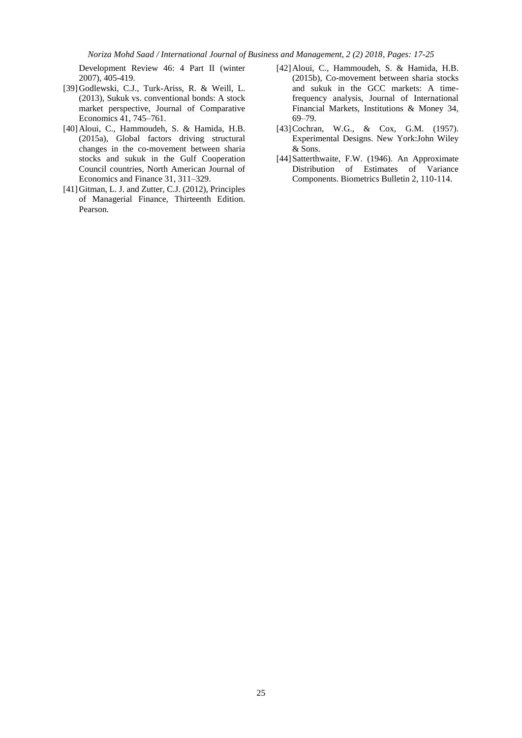Development Review 46: 4 Part II (winter 2007), 405-419.

[39] Godlewski, C.J., Turk-Ariss, R. & Weill, L. (2013), Sukuk vs. conventional bonds: A stock market perspective, Journal of Comparative Economics 41, 745–761.

[40] Aloui, C., Hammoudeh, S. & Hamida, H.B. (2015a), Global factors driving structural changes in the co-movement between sharia stocks and sukuk in the Gulf Cooperation Council countries, North American Journal of Economics and Finance 31, 311–329.

[41] Gitman, L. J. and Zutter, C.J. (2012), Principles of Managerial Finance, Thirteenth Edition. Pearson.

[42] Aloui, C., Hammoudeh, S. & Hamida, H.B. (2015b), Co-movement between sharia stocks and sukuk in the GCC markets: A time-frequency analysis, Journal of International Financial Markets, Institutions & Money 34, 69–79.

[43] Cochran, W.G., & Cox, G.M. (1957). Experimental Designs. New York:John Wiley & Sons.

[44] Satterthwaite, F.W. (1946). An Approximate Distribution of Estimates of Variance Components. Biometrics Bulletin 2, 110-114.